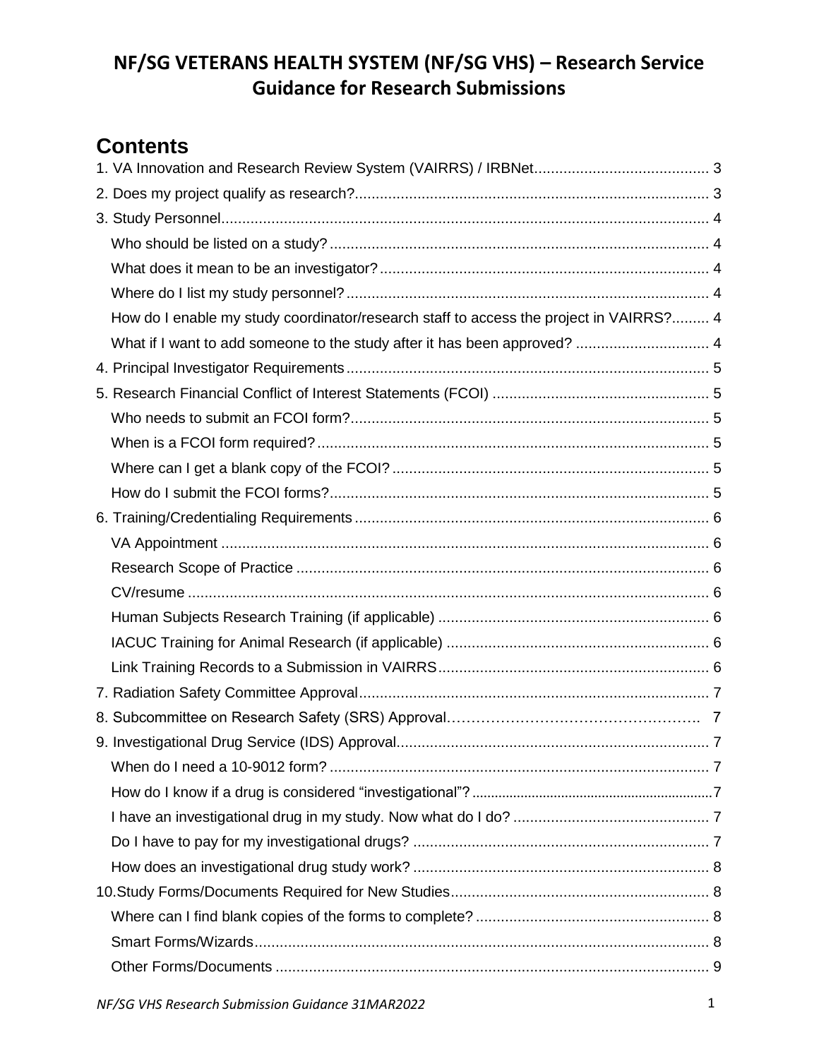# NF/SG VETERANS HEALTH SYSTEM (NF/SG VHS) – Research Service Guidance for Research Submissions

## Contents

1. VA Innovation and Research Review System (VAIRRS) / IRBNet .......... 3
2. Does my project qualify as research? .......... 3
3. Study Personnel .......... 4
   - Who should be listed on a study? .......... 4
   - What does it mean to be an investigator? .......... 4
   - Where do I list my study personnel? .......... 4
   - How do I enable my study coordinator/research staff to access the project in VAIRRS? .......... 4
   - What if I want to add someone to the study after it has been approved? .......... 4
4. Principal Investigator Requirements .......... 5
5. Research Financial Conflict of Interest Statements (FCOI) .......... 5
   - Who needs to submit an FCOI form? .......... 5
   - When is a FCOI form required? .......... 5
   - Where can I get a blank copy of the FCOI? .......... 5
   - How do I submit the FCOI forms? .......... 5
6. Training/Credentialing Requirements .......... 6
   - VA Appointment .......... 6
   - Research Scope of Practice .......... 6
   - CV/resume .......... 6
   - Human Subjects Research Training (if applicable) .......... 6
   - IACUC Training for Animal Research (if applicable) .......... 6
   - Link Training Records to a Submission in VAIRRS .......... 6
7. Radiation Safety Committee Approval .......... 7
8. Subcommittee on Research Safety (SRS) Approval .......... 7
9. Investigational Drug Service (IDS) Approval .......... 7
   - When do I need a 10-9012 form? .......... 7
   - How do I know if a drug is considered "investigational"? .......... 7
   - I have an investigational drug in my study. Now what do I do? .......... 7
   - Do I have to pay for my investigational drugs? .......... 7
   - How does an investigational drug study work? .......... 8
10. Study Forms/Documents Required for New Studies .......... 8
    - Where can I find blank copies of the forms to complete? .......... 8
    - Smart Forms/Wizards .......... 8
    - Other Forms/Documents .......... 9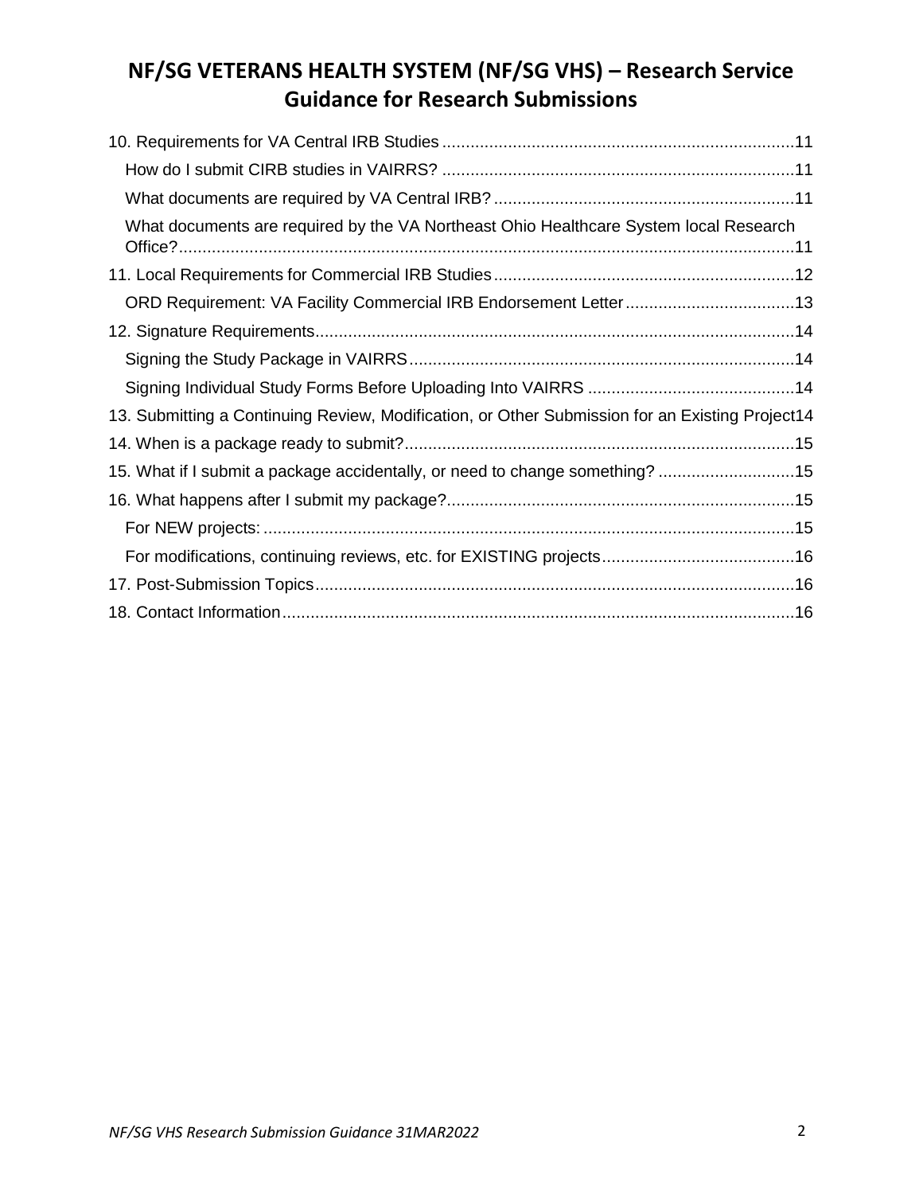10. Requirements for VA Central IRB Studies ........................................................................... 11
    - How do I submit CIRB studies in VAIRRS? ........................................................................... 11
    - What documents are required by VA Central IRB? ................................................................ 11
    - What documents are required by the VA Northeast Ohio Healthcare System local Research Office? ................................................................................................................................... 11

11. Local Requirements for Commercial IRB Studies ................................................................ 12
    - ORD Requirement: VA Facility Commercial IRB Endorsement Letter .................................... 13

12. Signature Requirements ...................................................................................................... 14
    - Signing the Study Package in VAIRRS .................................................................................. 14
    - Signing Individual Study Forms Before Uploading Into VAIRRS ............................................ 14

13. Submitting a Continuing Review, Modification, or Other Submission for an Existing Project 14

14. When is a package ready to submit? ................................................................................... 15

15. What if I submit a package accidentally, or need to change something? ............................. 15

16. What happens after I submit my package? .......................................................................... 15
    - For NEW projects: ................................................................................................................. 15
    - For modifications, continuing reviews, etc. for EXISTING projects ......................................... 16

17. Post-Submission Topics ...................................................................................................... 16

18. Contact Information ............................................................................................................. 16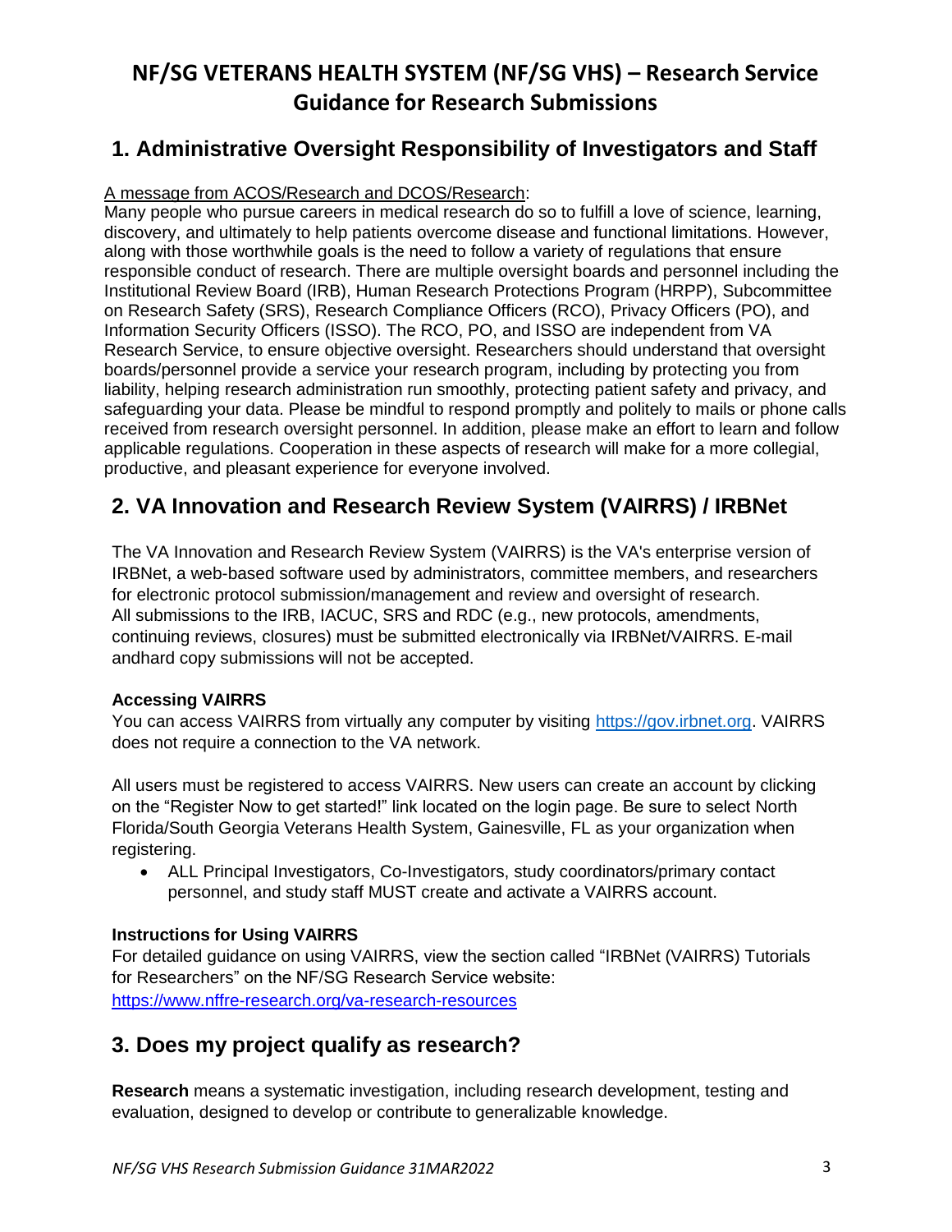# NF/SG VETERANS HEALTH SYSTEM (NF/SG VHS) – Research Service Guidance for Research Submissions

## 1. Administrative Oversight Responsibility of Investigators and Staff

A message from ACOS/Research and DCOS/Research:

Many people who pursue careers in medical research do so to fulfill a love of science, learning, discovery, and ultimately to help patients overcome disease and functional limitations. However, along with those worthwhile goals is the need to follow a variety of regulations that ensure responsible conduct of research. There are multiple oversight boards and personnel including the Institutional Review Board (IRB), Human Research Protections Program (HRPP), Subcommittee on Research Safety (SRS), Research Compliance Officers (RCO), Privacy Officers (PO), and Information Security Officers (ISSO). The RCO, PO, and ISSO are independent from VA Research Service, to ensure objective oversight. Researchers should understand that oversight boards/personnel provide a service your research program, including by protecting you from liability, helping research administration run smoothly, protecting patient safety and privacy, and safeguarding your data. Please be mindful to respond promptly and politely to mails or phone calls received from research oversight personnel. In addition, please make an effort to learn and follow applicable regulations. Cooperation in these aspects of research will make for a more collegial, productive, and pleasant experience for everyone involved.

## 2. VA Innovation and Research Review System (VAIRRS) / IRBNet

The VA Innovation and Research Review System (VAIRRS) is the VA's enterprise version of IRBNet, a web-based software used by administrators, committee members, and researchers for electronic protocol submission/management and review and oversight of research. All submissions to the IRB, IACUC, SRS and RDC (e.g., new protocols, amendments, continuing reviews, closures) must be submitted electronically via IRBNet/VAIRRS. E-mail andhard copy submissions will not be accepted.

### Accessing VAIRRS

You can access VAIRRS from virtually any computer by visiting https://gov.irbnet.org. VAIRRS does not require a connection to the VA network.

All users must be registered to access VAIRRS. New users can create an account by clicking on the "Register Now to get started!" link located on the login page. Be sure to select North Florida/South Georgia Veterans Health System, Gainesville, FL as your organization when registering.

- ALL Principal Investigators, Co-Investigators, study coordinators/primary contact personnel, and study staff MUST create and activate a VAIRRS account.

### Instructions for Using VAIRRS

For detailed guidance on using VAIRRS, view the section called "IRBNet (VAIRRS) Tutorials for Researchers" on the NF/SG Research Service website:
https://www.nffre-research.org/va-research-resources

## 3. Does my project qualify as research?

**Research** means a systematic investigation, including research development, testing and evaluation, designed to develop or contribute to generalizable knowledge.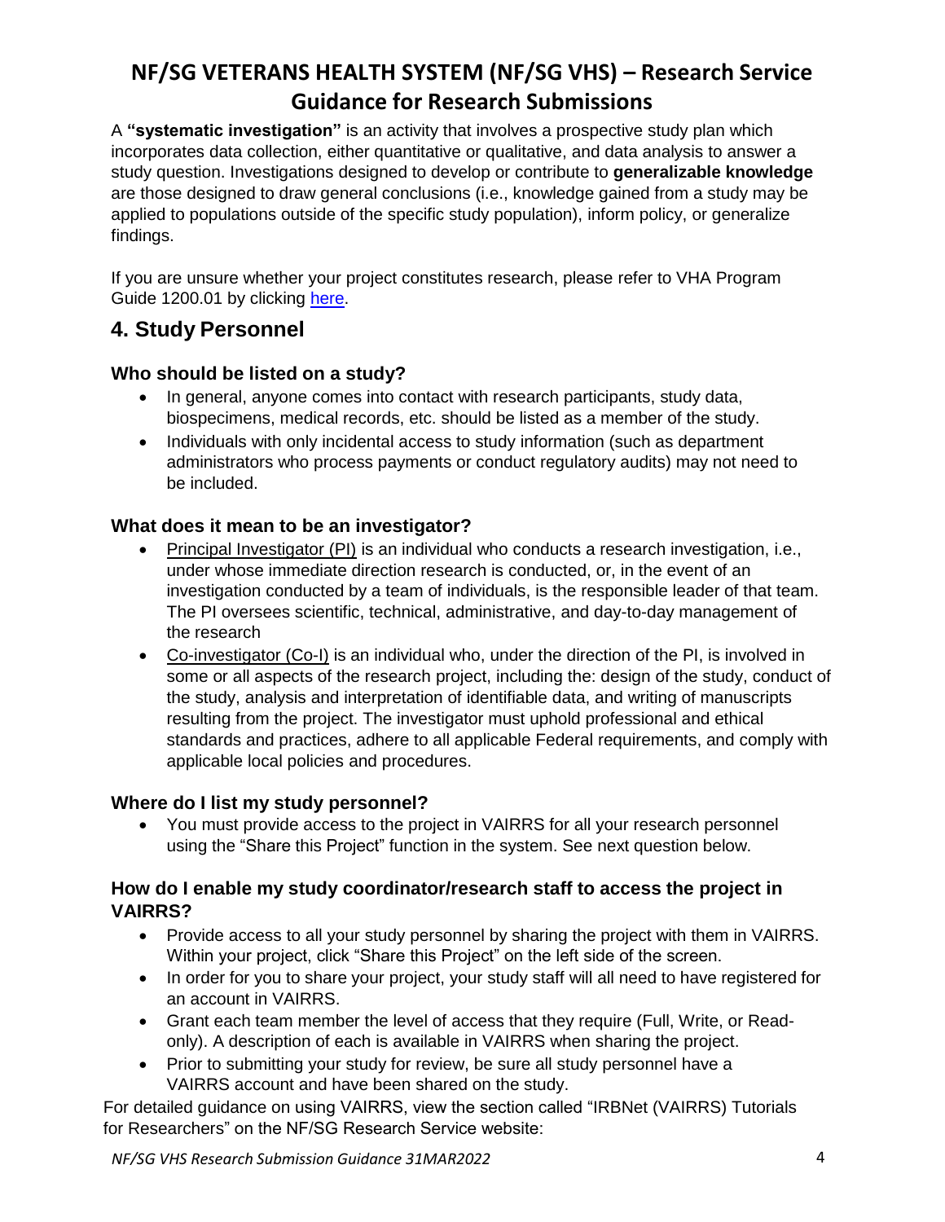A **"systematic investigation"** is an activity that involves a prospective study plan which incorporates data collection, either quantitative or qualitative, and data analysis to answer a study question. Investigations designed to develop or contribute to **generalizable knowledge** are those designed to draw general conclusions (i.e., knowledge gained from a study may be applied to populations outside of the specific study population), inform policy, or generalize findings.

If you are unsure whether your project constitutes research, please refer to VHA Program Guide 1200.01 by clicking here.

## 4. Study Personnel

### Who should be listed on a study?

- In general, anyone comes into contact with research participants, study data, biospecimens, medical records, etc. should be listed as a member of the study.
- Individuals with only incidental access to study information (such as department administrators who process payments or conduct regulatory audits) may not need to be included.

### What does it mean to be an investigator?

- Principal Investigator (PI) is an individual who conducts a research investigation, i.e., under whose immediate direction research is conducted, or, in the event of an investigation conducted by a team of individuals, is the responsible leader of that team. The PI oversees scientific, technical, administrative, and day-to-day management of the research
- Co-investigator (Co-I) is an individual who, under the direction of the PI, is involved in some or all aspects of the research project, including the: design of the study, conduct of the study, analysis and interpretation of identifiable data, and writing of manuscripts resulting from the project. The investigator must uphold professional and ethical standards and practices, adhere to all applicable Federal requirements, and comply with applicable local policies and procedures.

### Where do I list my study personnel?

- You must provide access to the project in VAIRRS for all your research personnel using the "Share this Project" function in the system. See next question below.

### How do I enable my study coordinator/research staff to access the project in VAIRRS?

- Provide access to all your study personnel by sharing the project with them in VAIRRS. Within your project, click "Share this Project" on the left side of the screen.
- In order for you to share your project, your study staff will all need to have registered for an account in VAIRRS.
- Grant each team member the level of access that they require (Full, Write, or Read-only). A description of each is available in VAIRRS when sharing the project.
- Prior to submitting your study for review, be sure all study personnel have a VAIRRS account and have been shared on the study.

For detailed guidance on using VAIRRS, view the section called "IRBNet (VAIRRS) Tutorials for Researchers" on the NF/SG Research Service website: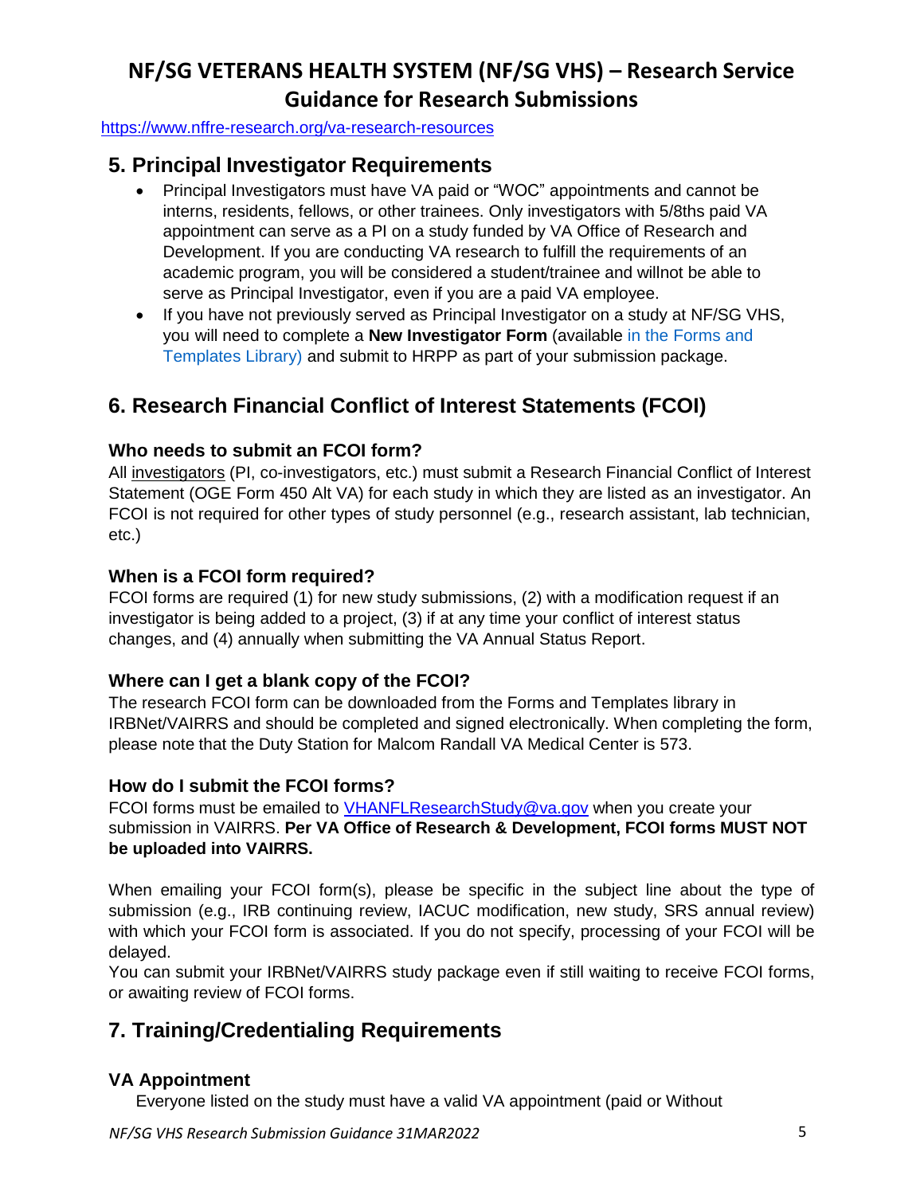## 5. Principal Investigator Requirements

- Principal Investigators must have VA paid or "WOC" appointments and cannot be interns, residents, fellows, or other trainees. Only investigators with 5/8ths paid VA appointment can serve as a PI on a study funded by VA Office of Research and Development. If you are conducting VA research to fulfill the requirements of an academic program, you will be considered a student/trainee and willnot be able to serve as Principal Investigator, even if you are a paid VA employee.
- If you have not previously served as Principal Investigator on a study at NF/SG VHS, you will need to complete a **New Investigator Form** (available in the Forms and Templates Library) and submit to HRPP as part of your submission package.

## 6. Research Financial Conflict of Interest Statements (FCOI)

### Who needs to submit an FCOI form?

All investigators (PI, co-investigators, etc.) must submit a Research Financial Conflict of Interest Statement (OGE Form 450 Alt VA) for each study in which they are listed as an investigator. An FCOI is not required for other types of study personnel (e.g., research assistant, lab technician, etc.)

### When is a FCOI form required?

FCOI forms are required (1) for new study submissions, (2) with a modification request if an investigator is being added to a project, (3) if at any time your conflict of interest status changes, and (4) annually when submitting the VA Annual Status Report.

### Where can I get a blank copy of the FCOI?

The research FCOI form can be downloaded from the Forms and Templates library in IRBNet/VAIRRS and should be completed and signed electronically. When completing the form, please note that the Duty Station for Malcom Randall VA Medical Center is 573.

### How do I submit the FCOI forms?

FCOI forms must be emailed to VHANFLResearchStudy@va.gov when you create your submission in VAIRRS. **Per VA Office of Research & Development, FCOI forms MUST NOT be uploaded into VAIRRS.**

When emailing your FCOI form(s), please be specific in the subject line about the type of submission (e.g., IRB continuing review, IACUC modification, new study, SRS annual review) with which your FCOI form is associated. If you do not specify, processing of your FCOI will be delayed.
You can submit your IRBNet/VAIRRS study package even if still waiting to receive FCOI forms, or awaiting review of FCOI forms.

## 7. Training/Credentialing Requirements

### VA Appointment

Everyone listed on the study must have a valid VA appointment (paid or Without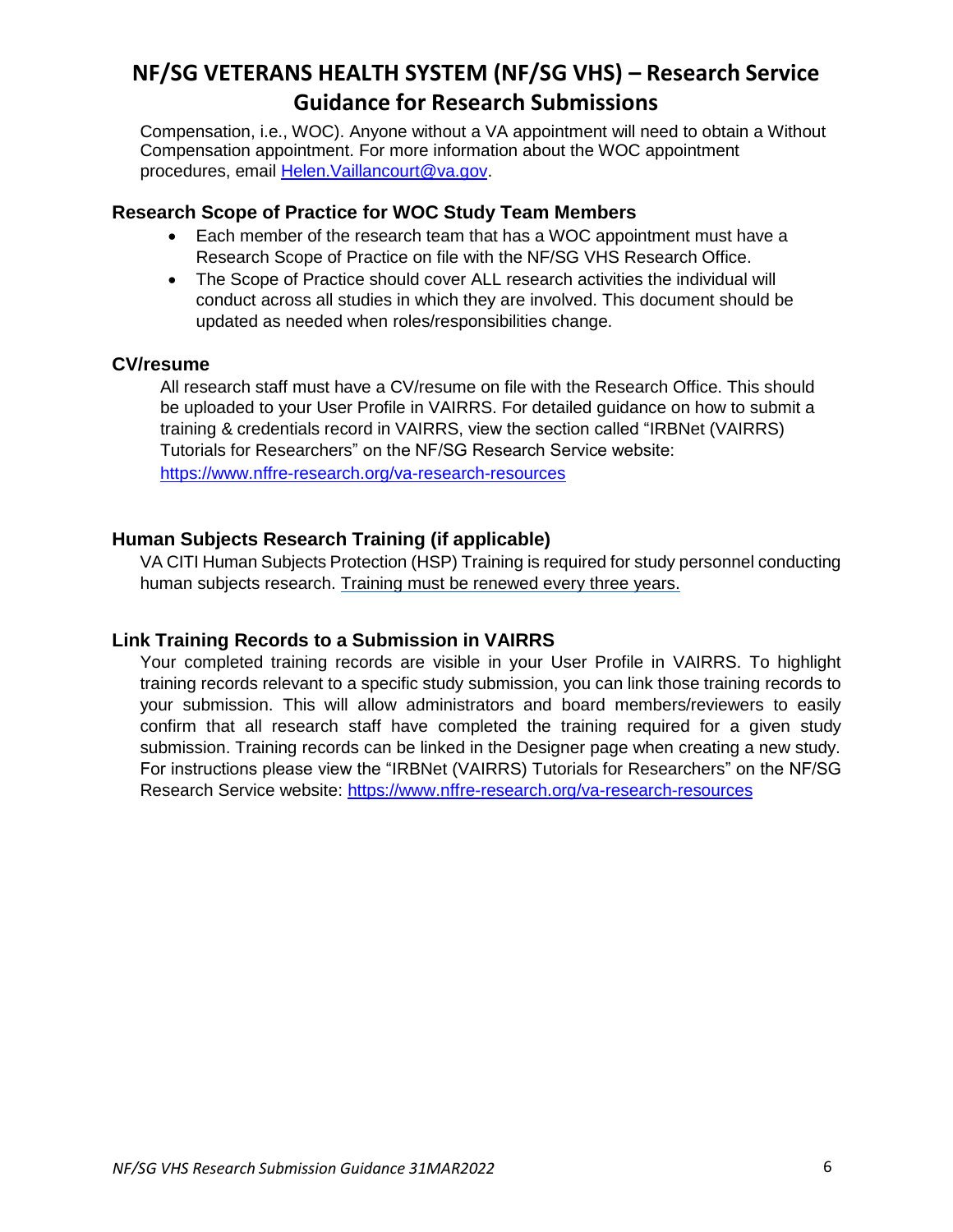Compensation, i.e., WOC). Anyone without a VA appointment will need to obtain a Without Compensation appointment. For more information about the WOC appointment procedures, email [Helen.Vaillancourt@va.gov](mailto:Helen.Vaillancourt@va.gov).

### Research Scope of Practice for WOC Study Team Members

- Each member of the research team that has a WOC appointment must have a Research Scope of Practice on file with the NF/SG VHS Research Office.
- The Scope of Practice should cover ALL research activities the individual will conduct across all studies in which they are involved. This document should be updated as needed when roles/responsibilities change.

### CV/resume

All research staff must have a CV/resume on file with the Research Office. This should be uploaded to your User Profile in VAIRRS. For detailed guidance on how to submit a training & credentials record in VAIRRS, view the section called "IRBNet (VAIRRS) Tutorials for Researchers" on the NF/SG Research Service website: [https://www.nffre-research.org/va-research-resources](https://www.nffre-research.org/va-research-resources)

### Human Subjects Research Training (if applicable)

VA CITI Human Subjects Protection (HSP) Training is required for study personnel conducting human subjects research. Training must be renewed every three years.

### Link Training Records to a Submission in VAIRRS

Your completed training records are visible in your User Profile in VAIRRS. To highlight training records relevant to a specific study submission, you can link those training records to your submission. This will allow administrators and board members/reviewers to easily confirm that all research staff have completed the training required for a given study submission. Training records can be linked in the Designer page when creating a new study. For instructions please view the "IRBNet (VAIRRS) Tutorials for Researchers" on the NF/SG Research Service website: [https://www.nffre-research.org/va-research-resources](https://www.nffre-research.org/va-research-resources)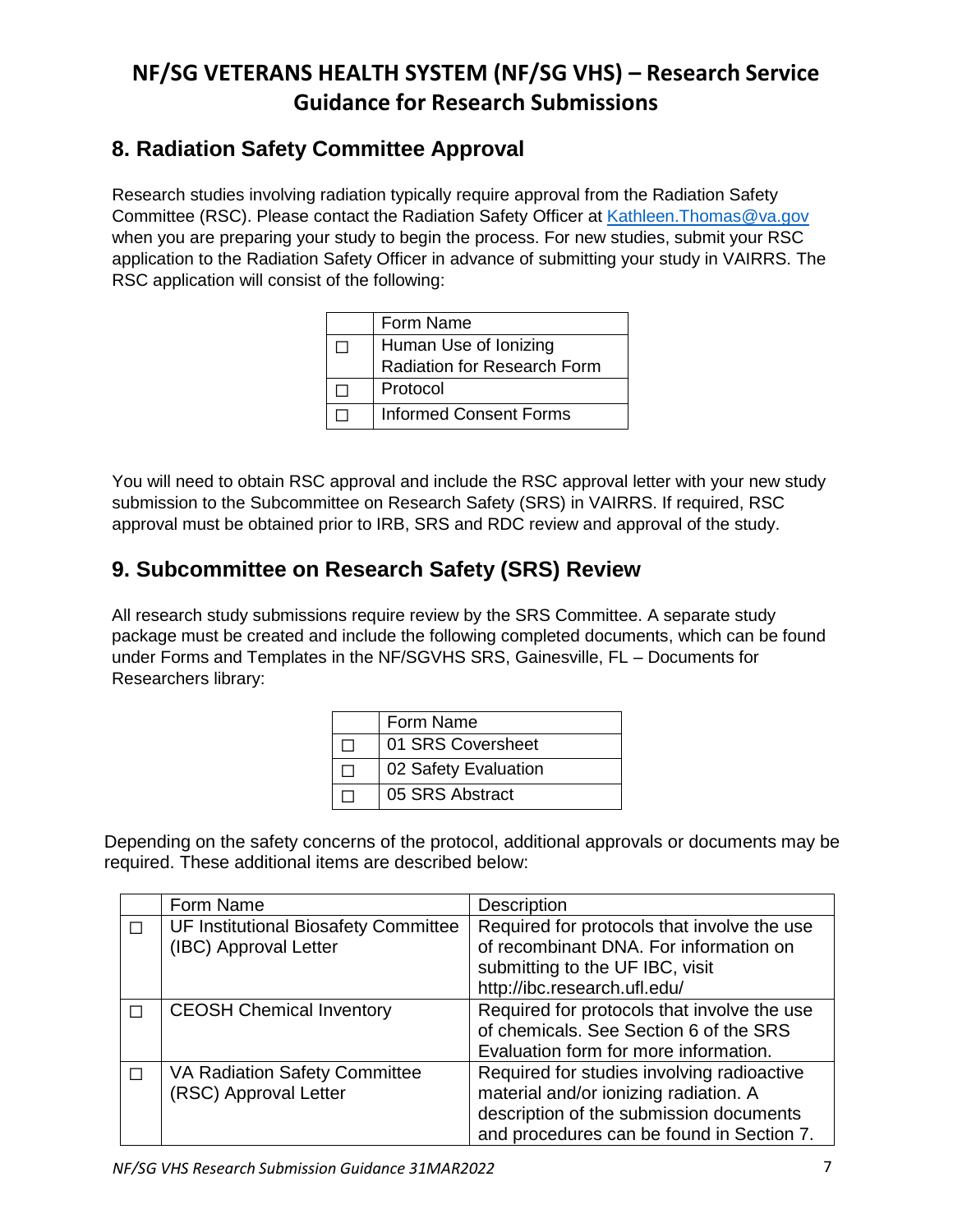## 8. Radiation Safety Committee Approval

Research studies involving radiation typically require approval from the Radiation Safety Committee (RSC). Please contact the Radiation Safety Officer at Kathleen.Thomas@va.gov when you are preparing your study to begin the process. For new studies, submit your RSC application to the Radiation Safety Officer in advance of submitting your study in VAIRRS. The RSC application will consist of the following:

| | Form Name |
|---|---|
| ☐ | Human Use of Ionizing Radiation for Research Form |
| ☐ | Protocol |
| ☐ | Informed Consent Forms |

You will need to obtain RSC approval and include the RSC approval letter with your new study submission to the Subcommittee on Research Safety (SRS) in VAIRRS. If required, RSC approval must be obtained prior to IRB, SRS and RDC review and approval of the study.

## 9. Subcommittee on Research Safety (SRS) Review

All research study submissions require review by the SRS Committee. A separate study package must be created and include the following completed documents, which can be found under Forms and Templates in the NF/SGVHS SRS, Gainesville, FL – Documents for Researchers library:

| | Form Name |
|---|---|
| ☐ | 01 SRS Coversheet |
| ☐ | 02 Safety Evaluation |
| ☐ | 05 SRS Abstract |

Depending on the safety concerns of the protocol, additional approvals or documents may be required. These additional items are described below:

| | Form Name | Description |
|---|---|---|
| ☐ | UF Institutional Biosafety Committee (IBC) Approval Letter | Required for protocols that involve the use of recombinant DNA. For information on submitting to the UF IBC, visit http://ibc.research.ufl.edu/ |
| ☐ | CEOSH Chemical Inventory | Required for protocols that involve the use of chemicals. See Section 6 of the SRS Evaluation form for more information. |
| ☐ | VA Radiation Safety Committee (RSC) Approval Letter | Required for studies involving radioactive material and/or ionizing radiation. A description of the submission documents and procedures can be found in Section 7. |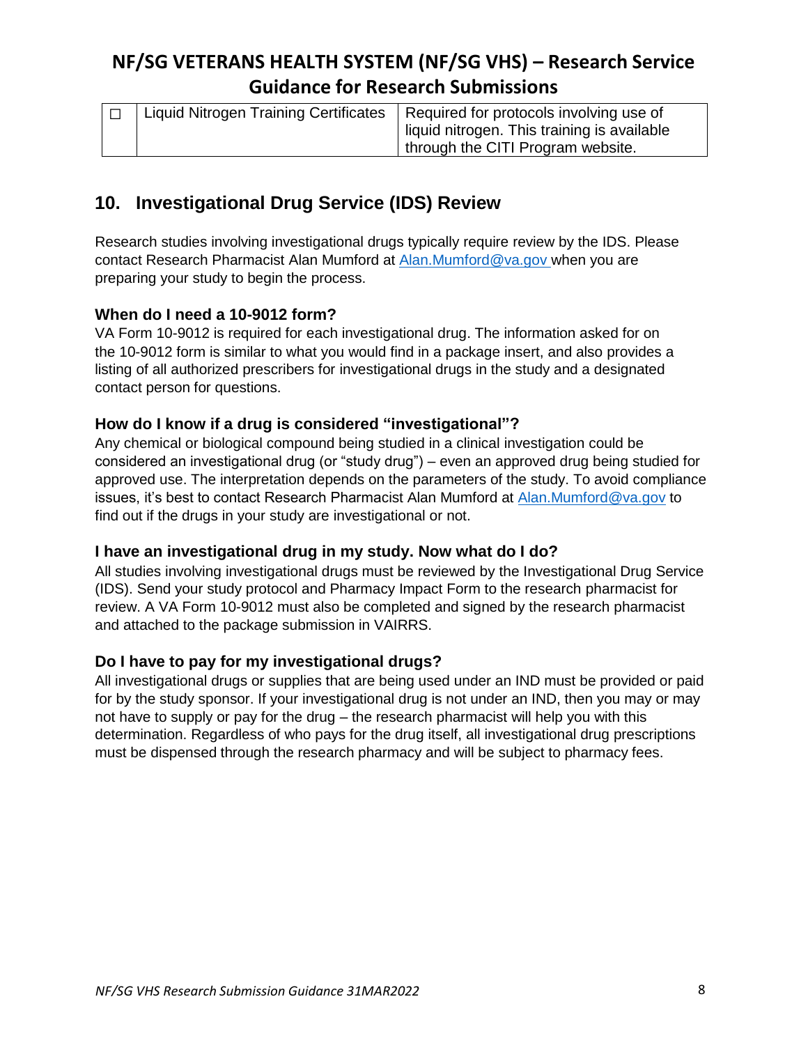| ☐ | Liquid Nitrogen Training Certificates | Required for protocols involving use of liquid nitrogen. This training is available through the CITI Program website. |
|---|---|---|

## 10. Investigational Drug Service (IDS) Review

Research studies involving investigational drugs typically require review by the IDS. Please contact Research Pharmacist Alan Mumford at Alan.Mumford@va.gov when you are preparing your study to begin the process.

### When do I need a 10-9012 form?

VA Form 10-9012 is required for each investigational drug. The information asked for on the 10-9012 form is similar to what you would find in a package insert, and also provides a listing of all authorized prescribers for investigational drugs in the study and a designated contact person for questions.

### How do I know if a drug is considered "investigational"?

Any chemical or biological compound being studied in a clinical investigation could be considered an investigational drug (or "study drug") – even an approved drug being studied for approved use. The interpretation depends on the parameters of the study. To avoid compliance issues, it's best to contact Research Pharmacist Alan Mumford at Alan.Mumford@va.gov to find out if the drugs in your study are investigational or not.

### I have an investigational drug in my study. Now what do I do?

All studies involving investigational drugs must be reviewed by the Investigational Drug Service (IDS). Send your study protocol and Pharmacy Impact Form to the research pharmacist for review. A VA Form 10-9012 must also be completed and signed by the research pharmacist and attached to the package submission in VAIRRS.

### Do I have to pay for my investigational drugs?

All investigational drugs or supplies that are being used under an IND must be provided or paid for by the study sponsor. If your investigational drug is not under an IND, then you may or may not have to supply or pay for the drug – the research pharmacist will help you with this determination. Regardless of who pays for the drug itself, all investigational drug prescriptions must be dispensed through the research pharmacy and will be subject to pharmacy fees.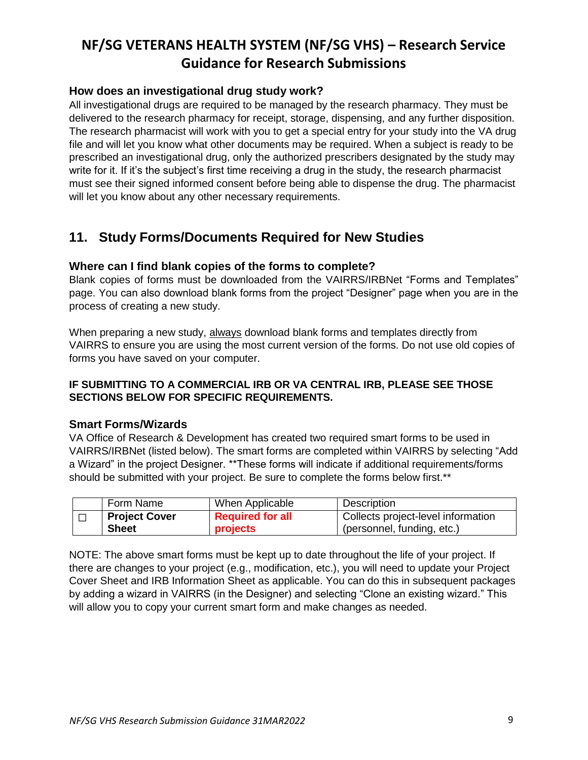### How does an investigational drug study work?

All investigational drugs are required to be managed by the research pharmacy. They must be delivered to the research pharmacy for receipt, storage, dispensing, and any further disposition. The research pharmacist will work with you to get a special entry for your study into the VA drug file and will let you know what other documents may be required. When a subject is ready to be prescribed an investigational drug, only the authorized prescribers designated by the study may write for it. If it's the subject's first time receiving a drug in the study, the research pharmacist must see their signed informed consent before being able to dispense the drug. The pharmacist will let you know about any other necessary requirements.

## 11. Study Forms/Documents Required for New Studies

### Where can I find blank copies of the forms to complete?

Blank copies of forms must be downloaded from the VAIRRS/IRBNet "Forms and Templates" page. You can also download blank forms from the project "Designer" page when you are in the process of creating a new study.

When preparing a new study, always download blank forms and templates directly from VAIRRS to ensure you are using the most current version of the forms. Do not use old copies of forms you have saved on your computer.

**IF SUBMITTING TO A COMMERCIAL IRB OR VA CENTRAL IRB, PLEASE SEE THOSE SECTIONS BELOW FOR SPECIFIC REQUIREMENTS.**

### Smart Forms/Wizards

VA Office of Research & Development has created two required smart forms to be used in VAIRRS/IRBNet (listed below). The smart forms are completed within VAIRRS by selecting "Add a Wizard" in the project Designer. **These forms will indicate if additional requirements/forms should be submitted with your project. Be sure to complete the forms below first.**

| | Form Name | When Applicable | Description |
|---|---|---|---|
| ☐ | **Project Cover Sheet** | **Required for all projects** | Collects project-level information (personnel, funding, etc.) |

NOTE: The above smart forms must be kept up to date throughout the life of your project. If there are changes to your project (e.g., modification, etc.), you will need to update your Project Cover Sheet and IRB Information Sheet as applicable. You can do this in subsequent packages by adding a wizard in VAIRRS (in the Designer) and selecting "Clone an existing wizard." This will allow you to copy your current smart form and make changes as needed.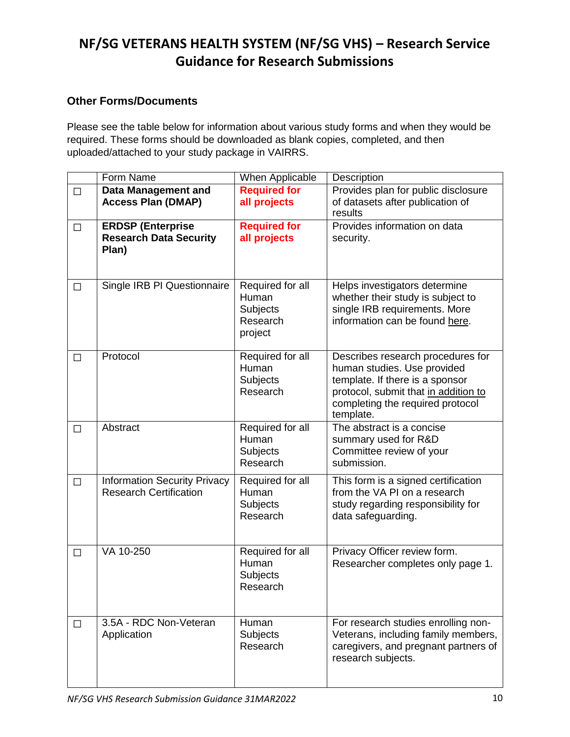# NF/SG VETERANS HEALTH SYSTEM (NF/SG VHS) – Research Service Guidance for Research Submissions

### Other Forms/Documents

Please see the table below for information about various study forms and when they would be required. These forms should be downloaded as blank copies, completed, and then uploaded/attached to your study package in VAIRRS.

| | Form Name | When Applicable | Description |
|---|---|---|---|
| ☐ | **Data Management and Access Plan (DMAP)** | **Required for all projects** | Provides plan for public disclosure of datasets after publication of results |
| ☐ | **ERDSP (Enterprise Research Data Security Plan)** | **Required for all projects** | Provides information on data security. |
| ☐ | Single IRB PI Questionnaire | Required for all Human Subjects Research project | Helps investigators determine whether their study is subject to single IRB requirements. More information can be found here. |
| ☐ | Protocol | Required for all Human Subjects Research | Describes research procedures for human studies. Use provided template. If there is a sponsor protocol, submit that in addition to completing the required protocol template. |
| ☐ | Abstract | Required for all Human Subjects Research | The abstract is a concise summary used for R&D Committee review of your submission. |
| ☐ | Information Security Privacy Research Certification | Required for all Human Subjects Research | This form is a signed certification from the VA PI on a research study regarding responsibility for data safeguarding. |
| ☐ | VA 10-250 | Required for all Human Subjects Research | Privacy Officer review form. Researcher completes only page 1. |
| ☐ | 3.5A - RDC Non-Veteran Application | Human Subjects Research | For research studies enrolling non-Veterans, including family members, caregivers, and pregnant partners of research subjects. |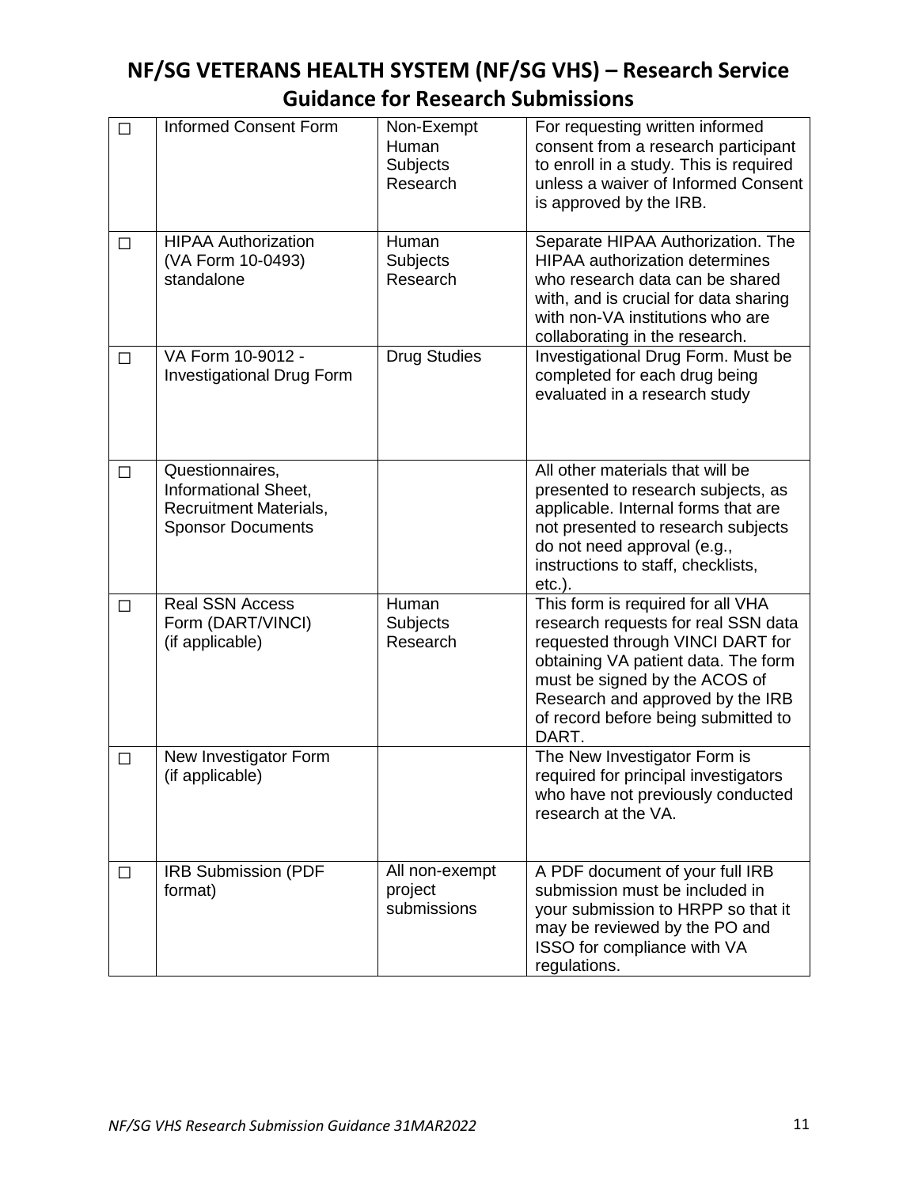# NF/SG VETERANS HEALTH SYSTEM (NF/SG VHS) – Research Service Guidance for Research Submissions

| | | | |
|---|---|---|---|
| ☐ | Informed Consent Form | Non-Exempt Human Subjects Research | For requesting written informed consent from a research participant to enroll in a study. This is required unless a waiver of Informed Consent is approved by the IRB. |
| ☐ | HIPAA Authorization (VA Form 10-0493) standalone | Human Subjects Research | Separate HIPAA Authorization. The HIPAA authorization determines who research data can be shared with, and is crucial for data sharing with non-VA institutions who are collaborating in the research. |
| ☐ | VA Form 10-9012 - Investigational Drug Form | Drug Studies | Investigational Drug Form. Must be completed for each drug being evaluated in a research study |
| ☐ | Questionnaires, Informational Sheet, Recruitment Materials, Sponsor Documents | | All other materials that will be presented to research subjects, as applicable. Internal forms that are not presented to research subjects do not need approval (e.g., instructions to staff, checklists, etc.). |
| ☐ | Real SSN Access Form (DART/VINCI) (if applicable) | Human Subjects Research | This form is required for all VHA research requests for real SSN data requested through VINCI DART for obtaining VA patient data. The form must be signed by the ACOS of Research and approved by the IRB of record before being submitted to DART. |
| ☐ | New Investigator Form (if applicable) | | The New Investigator Form is required for principal investigators who have not previously conducted research at the VA. |
| ☐ | IRB Submission (PDF format) | All non-exempt project submissions | A PDF document of your full IRB submission must be included in your submission to HRPP so that it may be reviewed by the PO and ISSO for compliance with VA regulations. |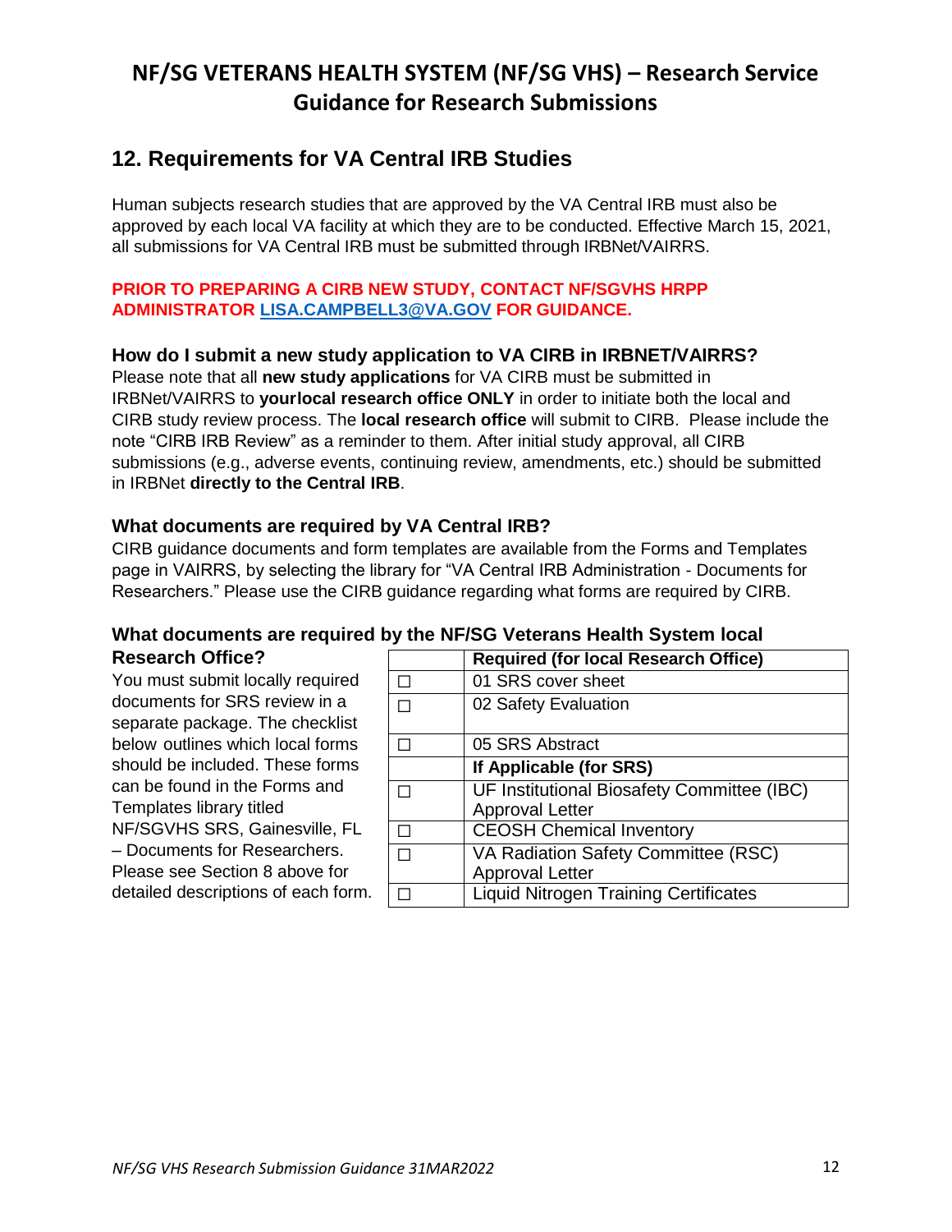## 12. Requirements for VA Central IRB Studies

Human subjects research studies that are approved by the VA Central IRB must also be approved by each local VA facility at which they are to be conducted. Effective March 15, 2021, all submissions for VA Central IRB must be submitted through IRBNet/VAIRRS.

**PRIOR TO PREPARING A CIRB NEW STUDY, CONTACT NF/SGVHS HRPP ADMINISTRATOR LISA.CAMPBELL3@VA.GOV FOR GUIDANCE.**

### How do I submit a new study application to VA CIRB in IRBNET/VAIRRS?

Please note that all **new study applications** for VA CIRB must be submitted in IRBNet/VAIRRS to **yourlocal research office ONLY** in order to initiate both the local and CIRB study review process. The **local research office** will submit to CIRB. Please include the note "CIRB IRB Review" as a reminder to them. After initial study approval, all CIRB submissions (e.g., adverse events, continuing review, amendments, etc.) should be submitted in IRBNet **directly to the Central IRB**.

### What documents are required by VA Central IRB?

CIRB guidance documents and form templates are available from the Forms and Templates page in VAIRRS, by selecting the library for "VA Central IRB Administration - Documents for Researchers." Please use the CIRB guidance regarding what forms are required by CIRB.

### What documents are required by the NF/SG Veterans Health System local Research Office?

You must submit locally required documents for SRS review in a separate package. The checklist below outlines which local forms should be included. These forms can be found in the Forms and Templates library titled NF/SGVHS SRS, Gainesville, FL – Documents for Researchers. Please see Section 8 above for detailed descriptions of each form.

| | **Required (for local Research Office)** |
|---|---|
| ☐ | 01 SRS cover sheet |
| ☐ | 02 Safety Evaluation |
| ☐ | 05 SRS Abstract |
| | **If Applicable (for SRS)** |
| ☐ | UF Institutional Biosafety Committee (IBC) Approval Letter |
| ☐ | CEOSH Chemical Inventory |
| ☐ | VA Radiation Safety Committee (RSC) Approval Letter |
| ☐ | Liquid Nitrogen Training Certificates |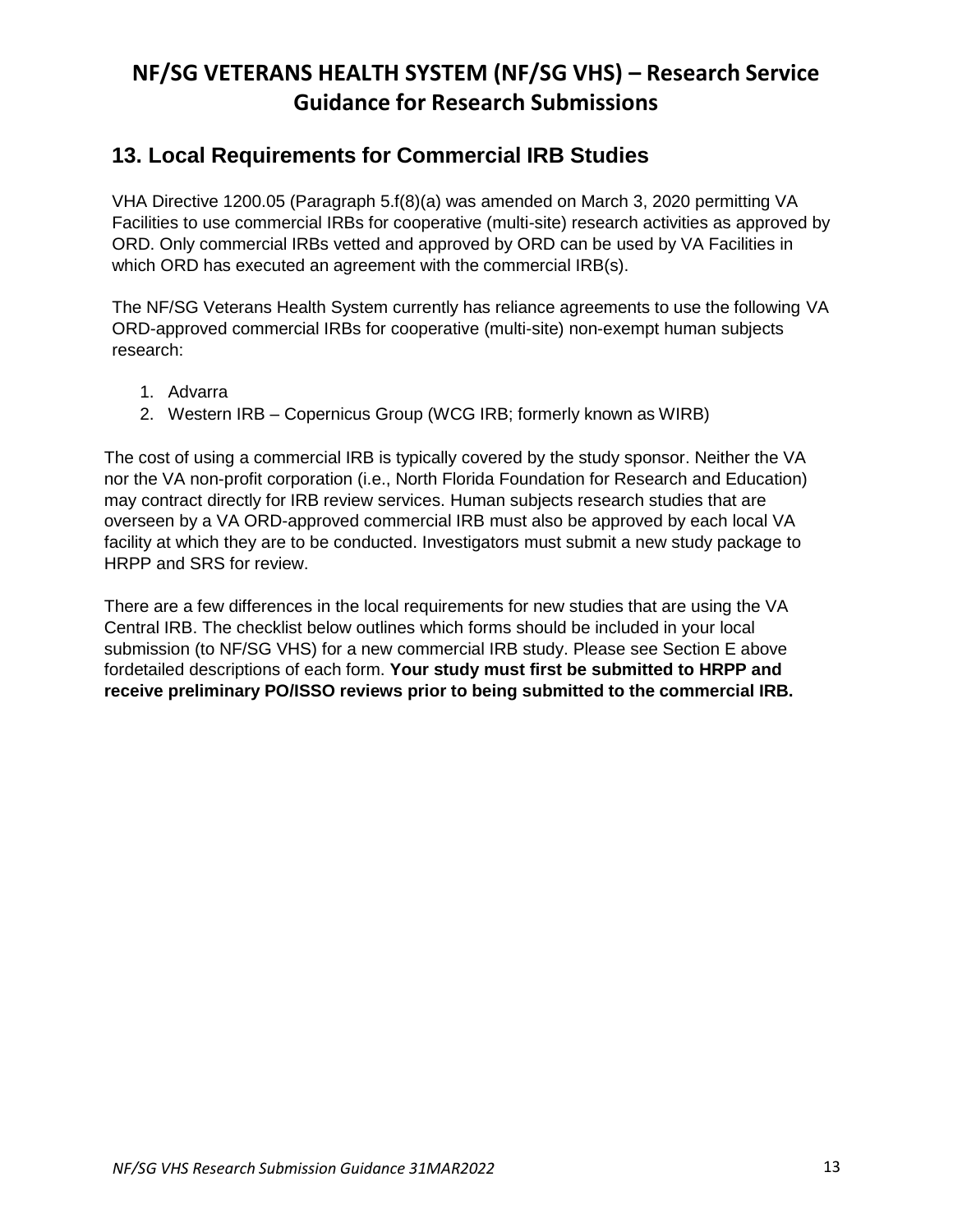## 13. Local Requirements for Commercial IRB Studies

VHA Directive 1200.05 (Paragraph 5.f(8)(a) was amended on March 3, 2020 permitting VA Facilities to use commercial IRBs for cooperative (multi-site) research activities as approved by ORD. Only commercial IRBs vetted and approved by ORD can be used by VA Facilities in which ORD has executed an agreement with the commercial IRB(s).

The NF/SG Veterans Health System currently has reliance agreements to use the following VA ORD-approved commercial IRBs for cooperative (multi-site) non-exempt human subjects research:

1. Advarra
2. Western IRB – Copernicus Group (WCG IRB; formerly known as WIRB)

The cost of using a commercial IRB is typically covered by the study sponsor. Neither the VA nor the VA non-profit corporation (i.e., North Florida Foundation for Research and Education) may contract directly for IRB review services. Human subjects research studies that are overseen by a VA ORD-approved commercial IRB must also be approved by each local VA facility at which they are to be conducted. Investigators must submit a new study package to HRPP and SRS for review.

There are a few differences in the local requirements for new studies that are using the VA Central IRB. The checklist below outlines which forms should be included in your local submission (to NF/SG VHS) for a new commercial IRB study. Please see Section E above fordetailed descriptions of each form. **Your study must first be submitted to HRPP and receive preliminary PO/ISSO reviews prior to being submitted to the commercial IRB.**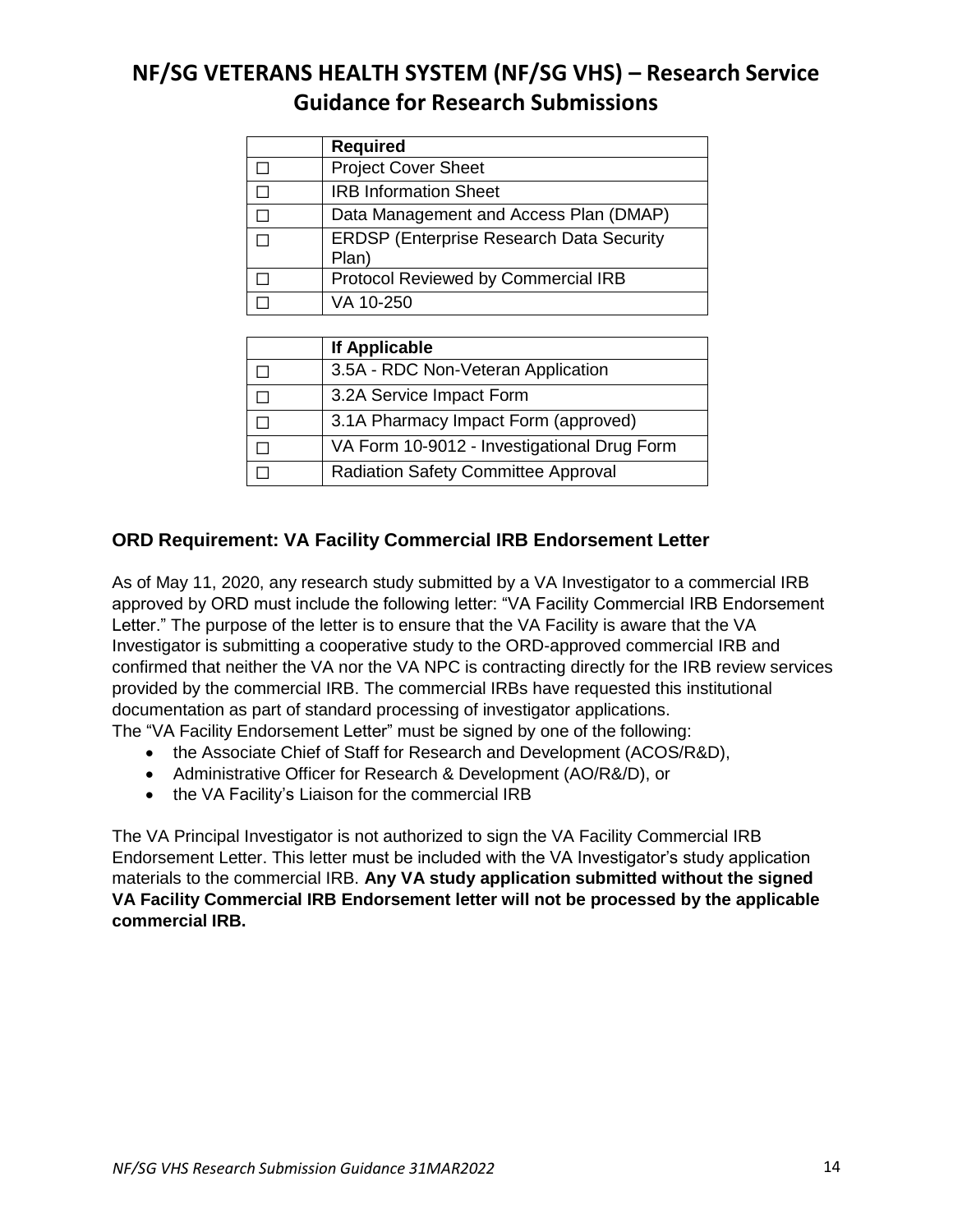# NF/SG VETERANS HEALTH SYSTEM (NF/SG VHS) – Research Service Guidance for Research Submissions

| | Required |
|---|---|
| ☐ | Project Cover Sheet |
| ☐ | IRB Information Sheet |
| ☐ | Data Management and Access Plan (DMAP) |
| ☐ | ERDSP (Enterprise Research Data Security Plan) |
| ☐ | Protocol Reviewed by Commercial IRB |
| ☐ | VA 10-250 |

| | If Applicable |
|---|---|
| ☐ | 3.5A - RDC Non-Veteran Application |
| ☐ | 3.2A Service Impact Form |
| ☐ | 3.1A Pharmacy Impact Form (approved) |
| ☐ | VA Form 10-9012 - Investigational Drug Form |
| ☐ | Radiation Safety Committee Approval |

### ORD Requirement: VA Facility Commercial IRB Endorsement Letter

As of May 11, 2020, any research study submitted by a VA Investigator to a commercial IRB approved by ORD must include the following letter: "VA Facility Commercial IRB Endorsement Letter." The purpose of the letter is to ensure that the VA Facility is aware that the VA Investigator is submitting a cooperative study to the ORD-approved commercial IRB and confirmed that neither the VA nor the VA NPC is contracting directly for the IRB review services provided by the commercial IRB. The commercial IRBs have requested this institutional documentation as part of standard processing of investigator applications.

The "VA Facility Endorsement Letter" must be signed by one of the following:

- the Associate Chief of Staff for Research and Development (ACOS/R&D),
- Administrative Officer for Research & Development (AO/R&/D), or
- the VA Facility's Liaison for the commercial IRB

The VA Principal Investigator is not authorized to sign the VA Facility Commercial IRB Endorsement Letter. This letter must be included with the VA Investigator's study application materials to the commercial IRB. **Any VA study application submitted without the signed VA Facility Commercial IRB Endorsement letter will not be processed by the applicable commercial IRB.**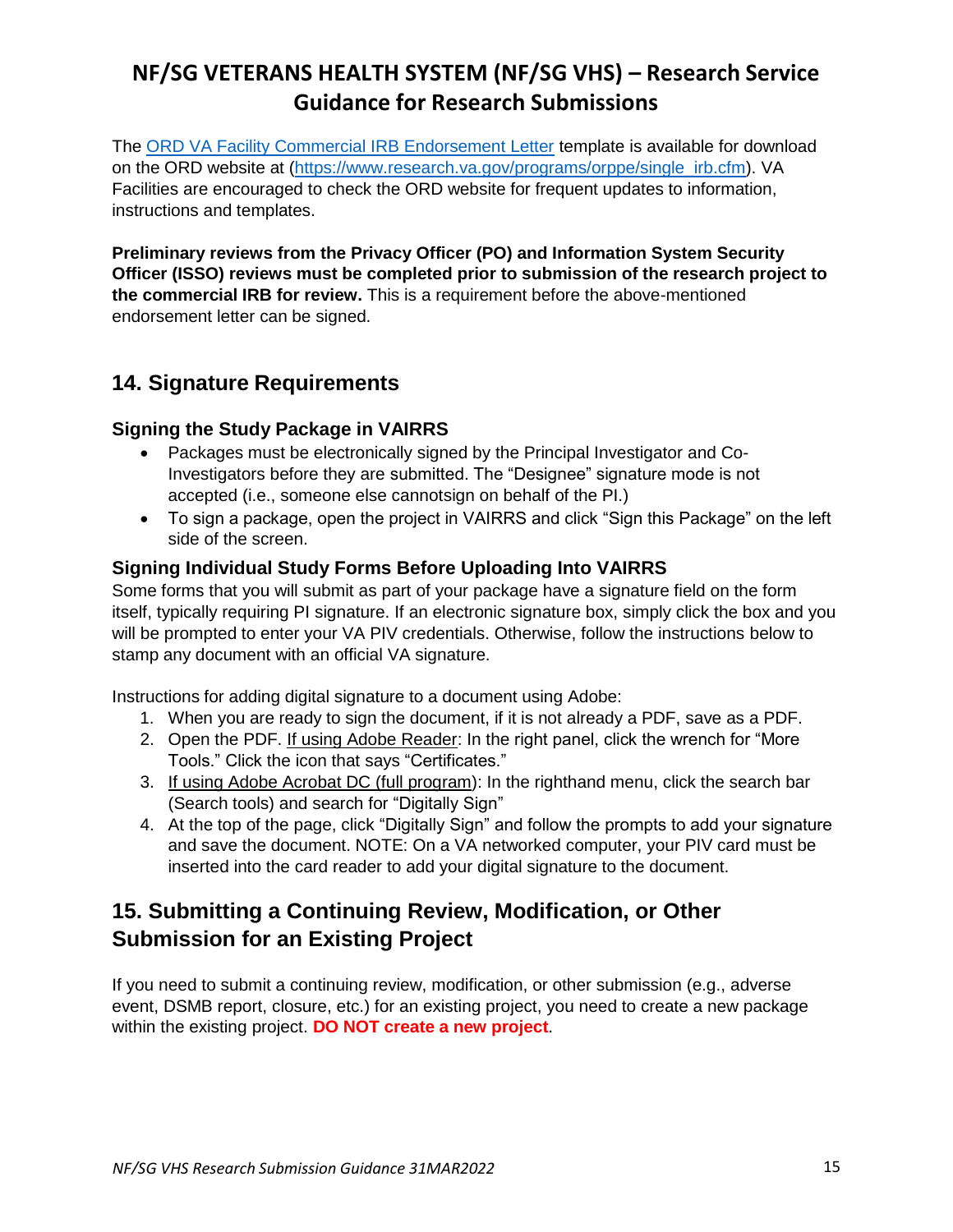# NF/SG VETERANS HEALTH SYSTEM (NF/SG VHS) – Research Service Guidance for Research Submissions

The [ORD VA Facility Commercial IRB Endorsement Letter](https://www.research.va.gov/programs/orppe/single_irb.cfm) template is available for download on the ORD website at ([https://www.research.va.gov/programs/orppe/single_irb.cfm](https://www.research.va.gov/programs/orppe/single_irb.cfm)). VA Facilities are encouraged to check the ORD website for frequent updates to information, instructions and templates.

**Preliminary reviews from the Privacy Officer (PO) and Information System Security Officer (ISSO) reviews must be completed prior to submission of the research project to the commercial IRB for review.** This is a requirement before the above-mentioned endorsement letter can be signed.

## 14. Signature Requirements

### Signing the Study Package in VAIRRS

- Packages must be electronically signed by the Principal Investigator and Co-Investigators before they are submitted. The "Designee" signature mode is not accepted (i.e., someone else cannotsign on behalf of the PI.)
- To sign a package, open the project in VAIRRS and click "Sign this Package" on the left side of the screen.

### Signing Individual Study Forms Before Uploading Into VAIRRS

Some forms that you will submit as part of your package have a signature field on the form itself, typically requiring PI signature. If an electronic signature box, simply click the box and you will be prompted to enter your VA PIV credentials. Otherwise, follow the instructions below to stamp any document with an official VA signature.

Instructions for adding digital signature to a document using Adobe:

1. When you are ready to sign the document, if it is not already a PDF, save as a PDF.
2. Open the PDF. <u>If using Adobe Reader</u>: In the right panel, click the wrench for "More Tools." Click the icon that says "Certificates."
3. <u>If using Adobe Acrobat DC (full program)</u>: In the righthand menu, click the search bar (Search tools) and search for "Digitally Sign"
4. At the top of the page, click "Digitally Sign" and follow the prompts to add your signature and save the document. NOTE: On a VA networked computer, your PIV card must be inserted into the card reader to add your digital signature to the document.

## 15. Submitting a Continuing Review, Modification, or Other Submission for an Existing Project

If you need to submit a continuing review, modification, or other submission (e.g., adverse event, DSMB report, closure, etc.) for an existing project, you need to create a new package within the existing project. **DO NOT create a new project**.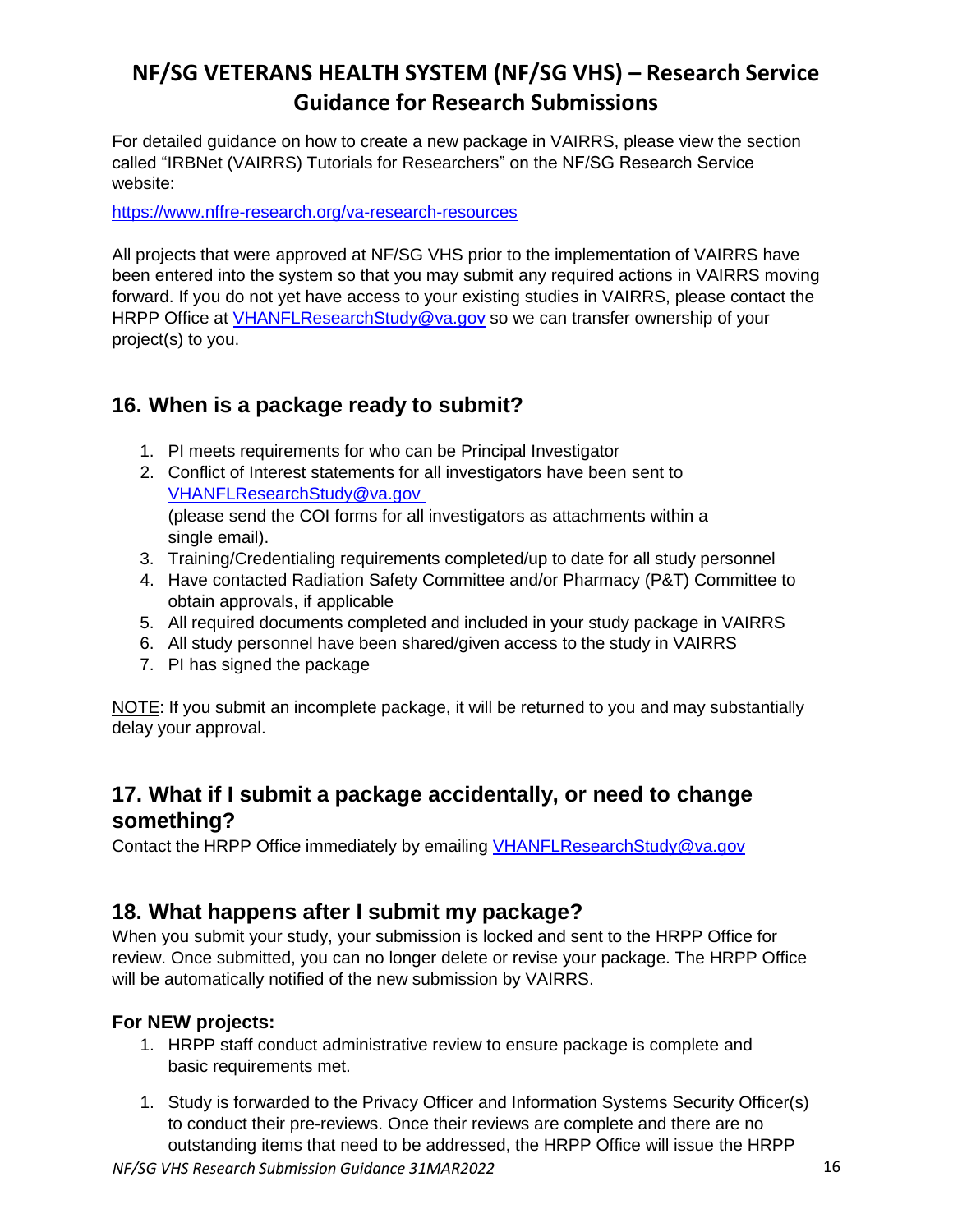# NF/SG VETERANS HEALTH SYSTEM (NF/SG VHS) – Research Service Guidance for Research Submissions

For detailed guidance on how to create a new package in VAIRRS, please view the section called "IRBNet (VAIRRS) Tutorials for Researchers" on the NF/SG Research Service website:

https://www.nffre-research.org/va-research-resources

All projects that were approved at NF/SG VHS prior to the implementation of VAIRRS have been entered into the system so that you may submit any required actions in VAIRRS moving forward. If you do not yet have access to your existing studies in VAIRRS, please contact the HRPP Office at VHANFLResearchStudy@va.gov so we can transfer ownership of your project(s) to you.

## 16. When is a package ready to submit?

1. PI meets requirements for who can be Principal Investigator
2. Conflict of Interest statements for all investigators have been sent to VHANFLResearchStudy@va.gov (please send the COI forms for all investigators as attachments within a single email).
3. Training/Credentialing requirements completed/up to date for all study personnel
4. Have contacted Radiation Safety Committee and/or Pharmacy (P&T) Committee to obtain approvals, if applicable
5. All required documents completed and included in your study package in VAIRRS
6. All study personnel have been shared/given access to the study in VAIRRS
7. PI has signed the package

NOTE: If you submit an incomplete package, it will be returned to you and may substantially delay your approval.

## 17. What if I submit a package accidentally, or need to change something?

Contact the HRPP Office immediately by emailing VHANFLResearchStudy@va.gov

## 18. What happens after I submit my package?

When you submit your study, your submission is locked and sent to the HRPP Office for review. Once submitted, you can no longer delete or revise your package. The HRPP Office will be automatically notified of the new submission by VAIRRS.

### For NEW projects:

1. HRPP staff conduct administrative review to ensure package is complete and basic requirements met.

1. Study is forwarded to the Privacy Officer and Information Systems Security Officer(s) to conduct their pre-reviews. Once their reviews are complete and there are no outstanding items that need to be addressed, the HRPP Office will issue the HRPP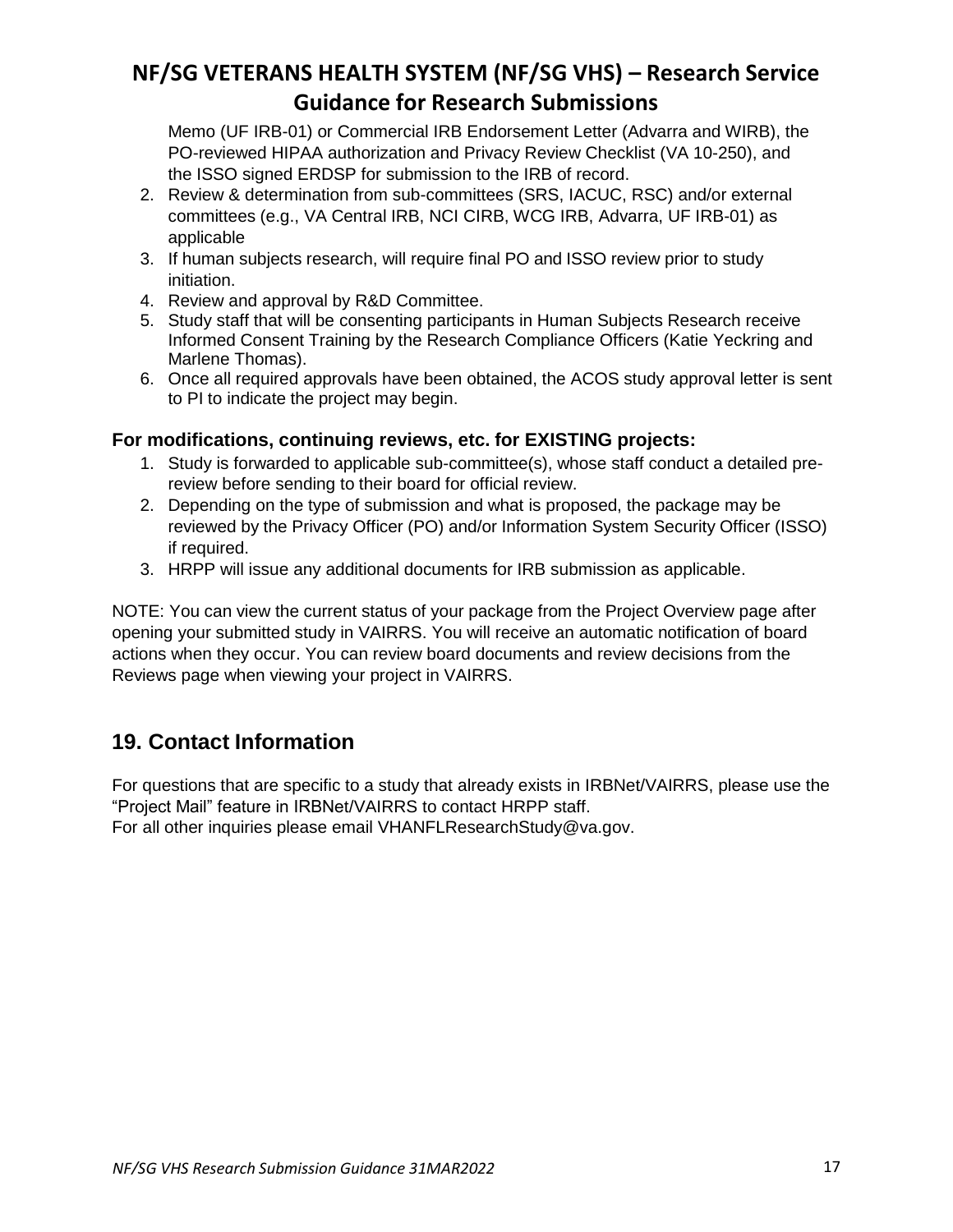Memo (UF IRB-01) or Commercial IRB Endorsement Letter (Advarra and WIRB), the PO-reviewed HIPAA authorization and Privacy Review Checklist (VA 10-250), and the ISSO signed ERDSP for submission to the IRB of record.

2. Review & determination from sub-committees (SRS, IACUC, RSC) and/or external committees (e.g., VA Central IRB, NCI CIRB, WCG IRB, Advarra, UF IRB-01) as applicable
3. If human subjects research, will require final PO and ISSO review prior to study initiation.
4. Review and approval by R&D Committee.
5. Study staff that will be consenting participants in Human Subjects Research receive Informed Consent Training by the Research Compliance Officers (Katie Yeckring and Marlene Thomas).
6. Once all required approvals have been obtained, the ACOS study approval letter is sent to PI to indicate the project may begin.

**For modifications, continuing reviews, etc. for EXISTING projects:**

1. Study is forwarded to applicable sub-committee(s), whose staff conduct a detailed pre-review before sending to their board for official review.
2. Depending on the type of submission and what is proposed, the package may be reviewed by the Privacy Officer (PO) and/or Information System Security Officer (ISSO) if required.
3. HRPP will issue any additional documents for IRB submission as applicable.

NOTE: You can view the current status of your package from the Project Overview page after opening your submitted study in VAIRRS. You will receive an automatic notification of board actions when they occur. You can review board documents and review decisions from the Reviews page when viewing your project in VAIRRS.

## 19. Contact Information

For questions that are specific to a study that already exists in IRBNet/VAIRRS, please use the "Project Mail" feature in IRBNet/VAIRRS to contact HRPP staff.
For all other inquiries please email VHANFLResearchStudy@va.gov.